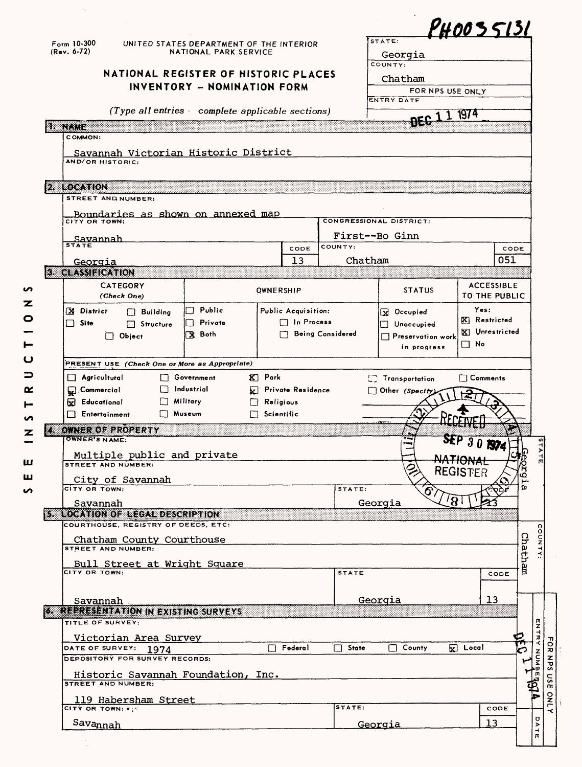PH0035131

Form 10-300 (Rev. 6-72)

UNITED STATES DEPARTMENT OF THE INTERIOR
NATIONAL PARK SERVICE

# NATIONAL REGISTER OF HISTORIC PLACES INVENTORY - NOMINATION FORM

*(Type all entries - complete applicable sections)*

| STATE: | Georgia |
|---|---|
| COUNTY: | Chatham |
| FOR NPS USE ONLY | |
| ENTRY DATE | DEC 11 1974 |

SEE INSTRUCTIONS

## 1. NAME

COMMON:

Savannah Victorian Historic District

AND/OR HISTORIC:

## 2. LOCATION

STREET AND NUMBER:

Boundaries as shown on annexed map

| CITY OR TOWN: | | CONGRESSIONAL DISTRICT: | |
|---|---|---|---|
| Savannah | | First--Bo Ginn | |
| STATE | CODE | COUNTY: | CODE |
| Georgia | 13 | Chatham | 051 |

## 3. CLASSIFICATION

| CATEGORY (Check One) | OWNERSHIP | | STATUS | ACCESSIBLE TO THE PUBLIC |
|---|---|---|---|---|
| [X] District [ ] Building [ ] Site [ ] Structure [ ] Object | [ ] Public [ ] Private [X] Both | Public Acquisition: [ ] In Process [ ] Being Considered | [X] Occupied [ ] Unoccupied [ ] Preservation work in progress | Yes: [X] Restricted [X] Unrestricted [ ] No |

PRESENT USE *(Check One or More as Appropriate)*

| | | | | |
|---|---|---|---|---|
| [ ] Agricultural | [ ] Government | [X] Park | [ ] Transportation | [ ] Comments |
| [X] Commercial | [ ] Industrial | [X] Private Residence | [ ] Other (Specify) | |
| [X] Educational | [ ] Military | [ ] Religious | | |
| [ ] Entertainment | [ ] Museum | [ ] Scientific | | |

RECEIVED SEP 30 1974 NATIONAL REGISTER

## 4. OWNER OF PROPERTY

OWNER'S NAME:

Multiple public and private

STREET AND NUMBER:

City of Savannah

| CITY OR TOWN: | STATE: | CODE |
|---|---|---|
| Savannah | Georgia | 13 |

STATE: Georgia

## 5. LOCATION OF LEGAL DESCRIPTION

COURTHOUSE, REGISTRY OF DEEDS, ETC:

Chatham County Courthouse

STREET AND NUMBER:

Bull Street at Wright Square

| CITY OR TOWN: | STATE | CODE |
|---|---|---|
| Savannah | Georgia | 13 |

COUNTY: Chatham

## 6. REPRESENTATION IN EXISTING SURVEYS

TITLE OF SURVEY:

Victorian Area Survey

DATE OF SURVEY: 1974 [ ] Federal [ ] State [ ] County [X] Local

DEPOSITORY FOR SURVEY RECORDS:

Historic Savannah Foundation, Inc.

STREET AND NUMBER:

119 Habersham Street

| CITY OR TOWN: | STATE: | CODE |
|---|---|---|
| Savannah | Georgia | 13 |

FOR NPS USE ONLY — ENTRY NUMBER — DATE: DEC 11 1974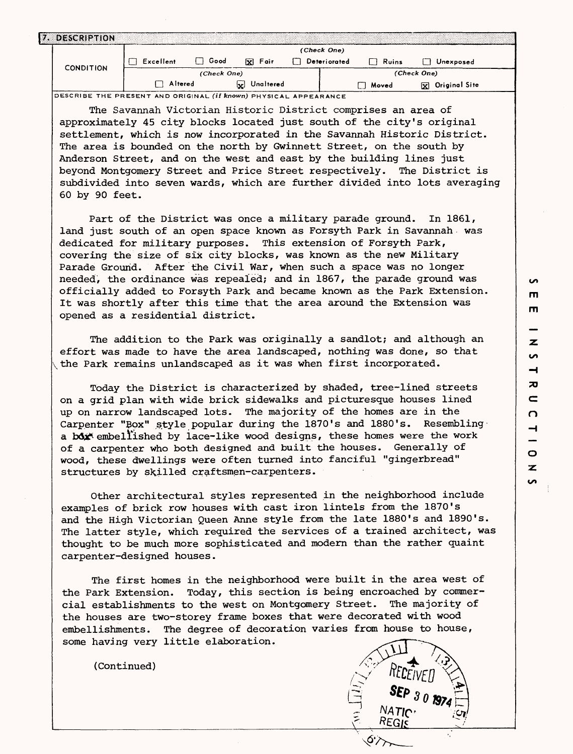## 7. DESCRIPTION

| CONDITION | (Check One) | | | | | |
|---|---|---|---|---|---|---|
| | ☐ Excellent | ☐ Good | ☒ Fair | ☐ Deteriorated | ☐ Ruins | ☐ Unexposed |
| | (Check One) | | | (Check One) | | |
| | ☐ Altered | | ☒ Unaltered | ☐ Moved | | ☒ Original Site |

DESCRIBE THE PRESENT AND ORIGINAL *(if known)* PHYSICAL APPEARANCE

The Savannah Victorian Historic District comprises an area of approximately 45 city blocks located just south of the city's original settlement, which is now incorporated in the Savannah Historic District. The area is bounded on the north by Gwinnett Street, on the south by Anderson Street, and on the west and east by the building lines just beyond Montgomery Street and Price Street respectively. The District is subdivided into seven wards, which are further divided into lots averaging 60 by 90 feet.

Part of the District was once a military parade ground. In 1861, land just south of an open space known as Forsyth Park in Savannah was dedicated for military purposes. This extension of Forsyth Park, covering the size of six city blocks, was known as the new Military Parade Ground. After the Civil War, when such a space was no longer needed, the ordinance was repealed; and in 1867, the parade ground was officially added to Forsyth Park and became known as the Park Extension. It was shortly after this time that the area around the Extension was opened as a residential district.

The addition to the Park was originally a sandlot; and although an effort was made to have the area landscaped, nothing was done, so that the Park remains unlandscaped as it was when first incorporated.

Today the District is characterized by shaded, tree-lined streets on a grid plan with wide brick sidewalks and picturesque houses lined up on narrow landscaped lots. The majority of the homes are in the Carpenter "Box" style popular during the 1870's and 1880's. Resembling a box embellished by lace-like wood designs, these homes were the work of a carpenter who both designed and built the houses. Generally of wood, these dwellings were often turned into fanciful "gingerbread" structures by skilled craftsmen-carpenters.

Other architectural styles represented in the neighborhood include examples of brick row houses with cast iron lintels from the 1870's and the High Victorian Queen Anne style from the late 1880's and 1890's. The latter style, which required the services of a trained architect, was thought to be much more sophisticated and modern than the rather quaint carpenter-designed houses.

The first homes in the neighborhood were built in the area west of the Park Extension. Today, this section is being encroached by commercial establishments to the west on Montgomery Street. The majority of the houses are two-storey frame boxes that were decorated with wood embellishments. The degree of decoration varies from house to house, some having very little elaboration.

(Continued)

RECEIVED SEP 30 1974 NATIONAL REGISTER

SEE INSTRUCTIONS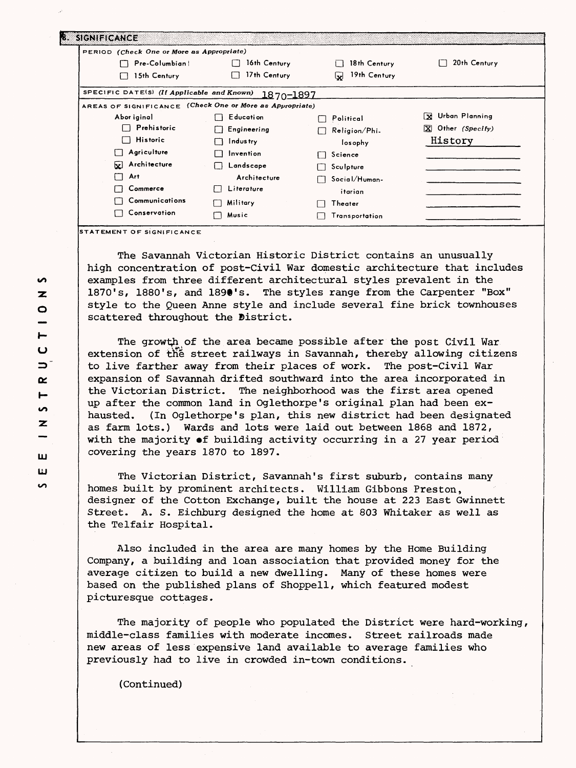## 8. SIGNIFICANCE

**PERIOD** *(Check One or More as Appropriate)*

| | | | |
|---|---|---|---|
| ☐ Pre-Columbian | ☐ 16th Century | ☐ 18th Century | ☐ 20th Century |
| ☐ 15th Century | ☐ 17th Century | ☒ 19th Century | |

**SPECIFIC DATE(S)** *(If Applicable and Known)* 1870-1897

**AREAS OF SIGNIFICANCE** *(Check One or More as Appropriate)*

| | | | |
|---|---|---|---|
| Aboriginal | ☐ Education | ☐ Political | ☒ Urban Planning |
| ☐ Prehistoric | ☐ Engineering | ☐ Religion/Philosophy | ☒ Other *(Specify)* History |
| ☐ Historic | ☐ Industry | ☐ Science | |
| ☐ Agriculture | ☐ Invention | ☐ Sculpture | |
| ☒ Architecture | ☐ Landscape Architecture | ☐ Social/Humanitarian | |
| ☐ Art | ☐ Literature | ☐ Theater | |
| ☐ Commerce | ☐ Military | ☐ Transportation | |
| ☐ Communications | ☐ Music | | |
| ☐ Conservation | | | |

**STATEMENT OF SIGNIFICANCE**

The Savannah Victorian Historic District contains an unusually high concentration of post-Civil War domestic architecture that includes examples from three different architectural styles prevalent in the 1870's, 1880's, and 1890's. The styles range from the Carpenter "Box" style to the Queen Anne style and include several fine brick townhouses scattered throughout the District.

The growth of the area became possible after the post Civil War extension of the street railways in Savannah, thereby allowing citizens to live farther away from their places of work. The post-Civil War expansion of Savannah drifted southward into the area incorporated in the Victorian District. The neighborhood was the first area opened up after the common land in Oglethorpe's original plan had been exhausted. (In Oglethorpe's plan, this new district had been designated as farm lots.) Wards and lots were laid out between 1868 and 1872, with the majority of building activity occurring in a 27 year period covering the years 1870 to 1897.

The Victorian District, Savannah's first suburb, contains many homes built by prominent architects. William Gibbons Preston, designer of the Cotton Exchange, built the house at 223 East Gwinnett Street. A. S. Eichburg designed the home at 803 Whitaker as well as the Telfair Hospital.

Also included in the area are many homes by the Home Building Company, a building and loan association that provided money for the average citizen to build a new dwelling. Many of these homes were based on the published plans of Shoppell, which featured modest picturesque cottages.

The majority of people who populated the District were hard-working, middle-class families with moderate incomes. Street railroads made new areas of less expensive land available to average families who previously had to live in crowded in-town conditions.

(Continued)

SEE INSTRUCTIONS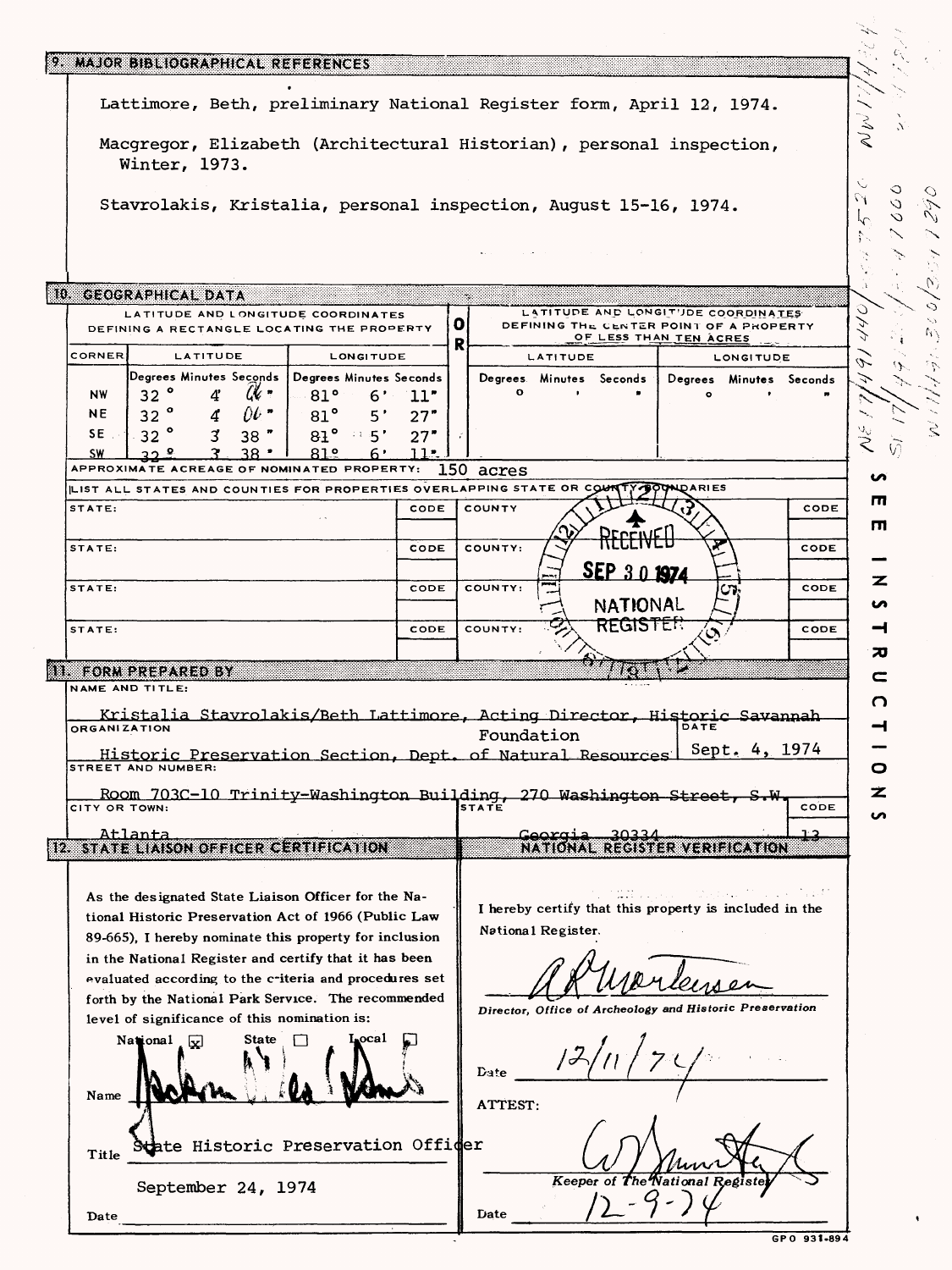## 9. MAJOR BIBLIOGRAPHICAL REFERENCES

Lattimore, Beth, preliminary National Register form, April 12, 1974.

Macgregor, Elizabeth (Architectural Historian), personal inspection, Winter, 1973.

Stavrolakis, Kristalia, personal inspection, August 15-16, 1974.

## 10. GEOGRAPHICAL DATA

LATITUDE AND LONGITUDE COORDINATES DEFINING A RECTANGLE LOCATING THE PROPERTY

| CORNER | LATITUDE | | | LONGITUDE | | |
|---|---|---|---|---|---|---|
| | Degrees | Minutes | Seconds | Degrees | Minutes | Seconds |
| NW | 32° | 4' | 06" | 81° | 6' | 11" |
| NE | 32° | 4' | 06" | 81° | 5' | 27" |
| SE | 32° | 3' | 38" | 81° | 5' | 27" |
| SW | 32° | 3' | 38" | 81° | 6' | 11" |

OR

LATITUDE AND LONGITUDE COORDINATES DEFINING THE CENTER POINT OF A PROPERTY OF LESS THAN TEN ACRES

| LATITUDE | | | LONGITUDE | | |
|---|---|---|---|---|---|
| Degrees | Minutes | Seconds | Degrees | Minutes | Seconds |
| ° | ' | " | ° | ' | " |

APPROXIMATE ACREAGE OF NOMINATED PROPERTY: 150 acres

LIST ALL STATES AND COUNTIES FOR PROPERTIES OVERLAPPING STATE OR COUNTY BOUNDARIES

| STATE: | CODE | COUNTY | CODE |
|---|---|---|---|
| STATE: | CODE | COUNTY: | CODE |
| STATE: | CODE | COUNTY: | CODE |
| STATE: | CODE | COUNTY: | CODE |

RECEIVED SEP 30 1974 NATIONAL REGISTER

SEE INSTRUCTIONS

## 11. FORM PREPARED BY

NAME AND TITLE: Kristalia Stavrolakis/Beth Lattimore, Acting Director, Historic Savannah Foundation

ORGANIZATION: Historic Preservation Section, Dept. of Natural Resources

DATE: Sept. 4, 1974

STREET AND NUMBER: Room 703C-10 Trinity-Washington Building, 270 Washington Street, S.W.

CITY OR TOWN: Atlanta

STATE: Georgia 30334

CODE: 13

## 12. STATE LIAISON OFFICER CERTIFICATION

As the designated State Liaison Officer for the National Historic Preservation Act of 1966 (Public Law 89-665), I hereby nominate this property for inclusion in the National Register and certify that it has been evaluated according to the criteria and procedures set forth by the National Park Service. The recommended level of significance of this nomination is:

National ☒ State ☐ Local ☐

Name: [signature]

Title: State Historic Preservation Officer

Date: September 24, 1974

## NATIONAL REGISTER VERIFICATION

I hereby certify that this property is included in the National Register.

[signature]

Director, Office of Archeology and Historic Preservation

Date: 12/11/74

ATTEST:

[signature]

Keeper of The National Register

Date: 12-9-74

GPO 931-894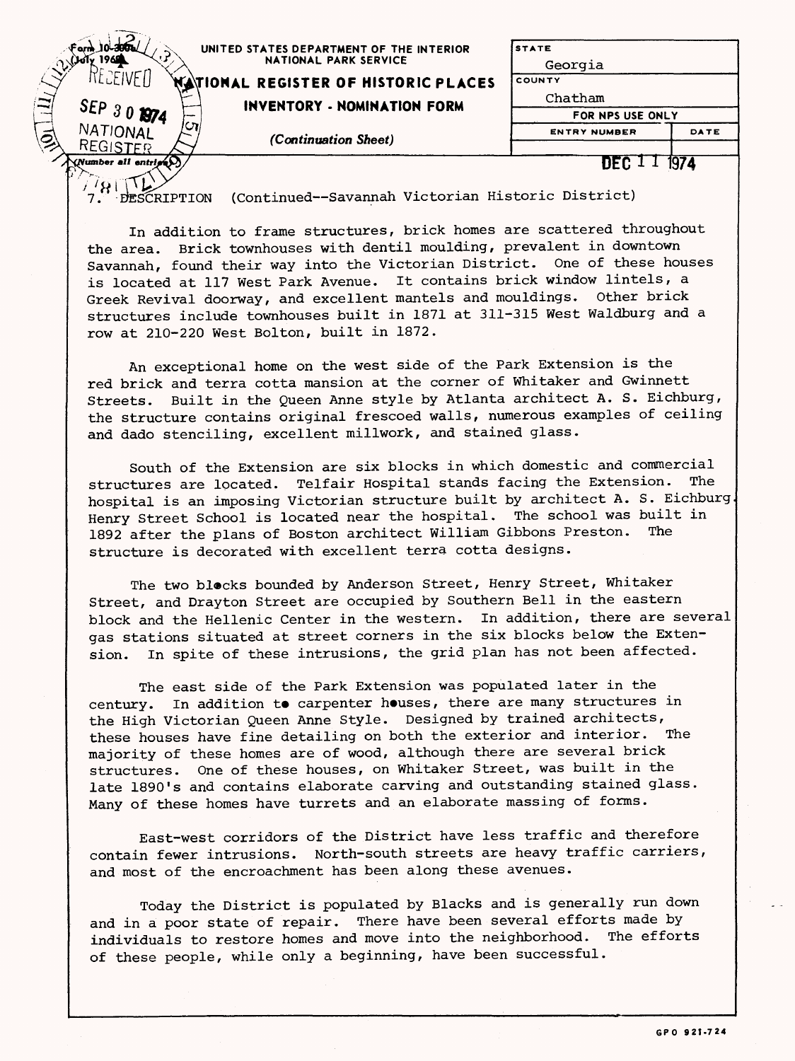UNITED STATES DEPARTMENT OF THE INTERIOR
NATIONAL PARK SERVICE

**NATIONAL REGISTER OF HISTORIC PLACES INVENTORY - NOMINATION FORM**

*(Continuation Sheet)*

| STATE | |
|---|---|
| Georgia | |
| COUNTY | |
| Chatham | |
| FOR NPS USE ONLY | |
| ENTRY NUMBER | DATE |
| | DEC 11 1974 |

RECEIVED SEP 30 1974 NATIONAL REGISTER

*(Number all entries)*

7. DESCRIPTION (Continued--Savannah Victorian Historic District)

In addition to frame structures, brick homes are scattered throughout the area. Brick townhouses with dentil moulding, prevalent in downtown Savannah, found their way into the Victorian District. One of these houses is located at 117 West Park Avenue. It contains brick window lintels, a Greek Revival doorway, and excellent mantels and mouldings. Other brick structures include townhouses built in 1871 at 311-315 West Waldburg and a row at 210-220 West Bolton, built in 1872.

An exceptional home on the west side of the Park Extension is the red brick and terra cotta mansion at the corner of Whitaker and Gwinnett Streets. Built in the Queen Anne style by Atlanta architect A. S. Eichburg, the structure contains original frescoed walls, numerous examples of ceiling and dado stenciling, excellent millwork, and stained glass.

South of the Extension are six blocks in which domestic and commercial structures are located. Telfair Hospital stands facing the Extension. The hospital is an imposing Victorian structure built by architect A. S. Eichburg. Henry Street School is located near the hospital. The school was built in 1892 after the plans of Boston architect William Gibbons Preston. The structure is decorated with excellent terra cotta designs.

The two blocks bounded by Anderson Street, Henry Street, Whitaker Street, and Drayton Street are occupied by Southern Bell in the eastern block and the Hellenic Center in the western. In addition, there are several gas stations situated at street corners in the six blocks below the Extension. In spite of these intrusions, the grid plan has not been affected.

The east side of the Park Extension was populated later in the century. In addition to carpenter houses, there are many structures in the High Victorian Queen Anne Style. Designed by trained architects, these houses have fine detailing on both the exterior and interior. The majority of these homes are of wood, although there are several brick structures. One of these houses, on Whitaker Street, was built in the late 1890's and contains elaborate carving and outstanding stained glass. Many of these homes have turrets and an elaborate massing of forms.

East-west corridors of the District have less traffic and therefore contain fewer intrusions. North-south streets are heavy traffic carriers, and most of the encroachment has been along these avenues.

Today the District is populated by Blacks and is generally run down and in a poor state of repair. There have been several efforts made by individuals to restore homes and move into the neighborhood. The efforts of these people, while only a beginning, have been successful.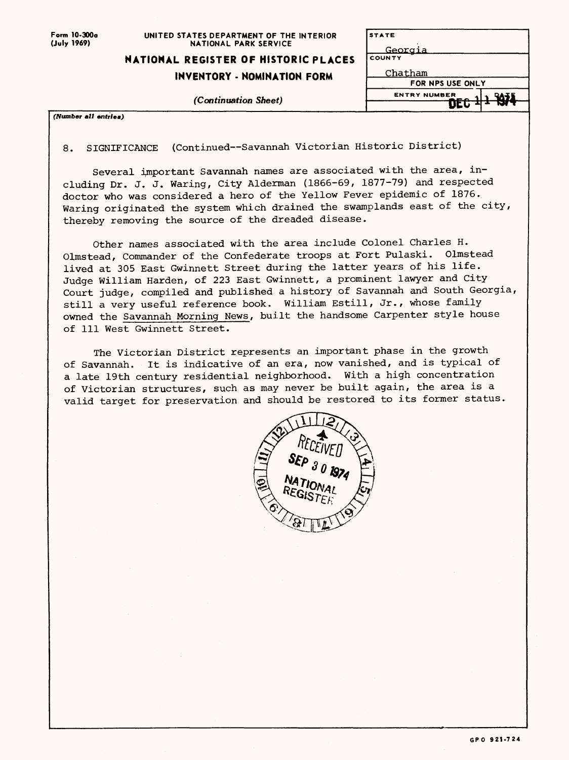Form 10-300a (July 1969)

UNITED STATES DEPARTMENT OF THE INTERIOR
NATIONAL PARK SERVICE

**NATIONAL REGISTER OF HISTORIC PLACES**
**INVENTORY - NOMINATION FORM**

*(Continuation Sheet)*

| STATE | |
|---|---|
| Georgia | |
| COUNTY | |
| Chatham | |
| FOR NPS USE ONLY | |
| ENTRY NUMBER | DATE DEC 11 1974 |

*(Number all entries)*

8. SIGNIFICANCE (Continued--Savannah Victorian Historic District)

Several important Savannah names are associated with the area, including Dr. J. J. Waring, City Alderman (1866-69, 1877-79) and respected doctor who was considered a hero of the Yellow Fever epidemic of 1876. Waring originated the system which drained the swamplands east of the city, thereby removing the source of the dreaded disease.

Other names associated with the area include Colonel Charles H. Olmstead, Commander of the Confederate troops at Fort Pulaski. Olmstead lived at 305 East Gwinnett Street during the latter years of his life. Judge William Harden, of 223 East Gwinnett, a prominent lawyer and City Court judge, compiled and published a history of Savannah and South Georgia, still a very useful reference book. William Estill, Jr., whose family owned the Savannah Morning News, built the handsome Carpenter style house of 111 West Gwinnett Street.

The Victorian District represents an important phase in the growth of Savannah. It is indicative of an era, now vanished, and is typical of a late 19th century residential neighborhood. With a high concentration of Victorian structures, such as may never be built again, the area is a valid target for preservation and should be restored to its former status.

RECEIVED
SEP 30 1974
NATIONAL REGISTER

GPO 921-724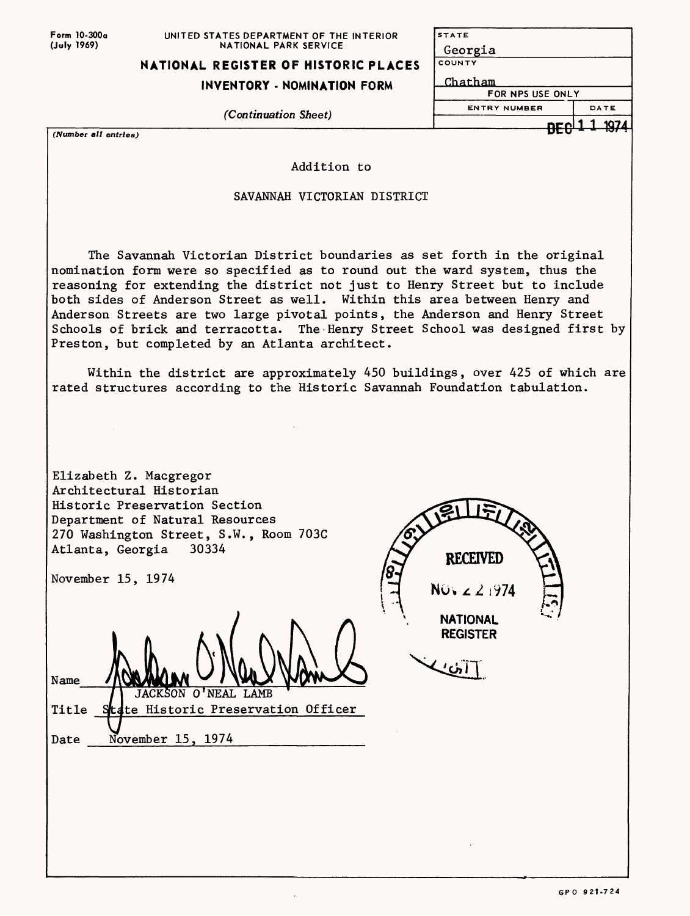Form 10-300a (July 1969)

UNITED STATES DEPARTMENT OF THE INTERIOR
NATIONAL PARK SERVICE

**NATIONAL REGISTER OF HISTORIC PLACES**

**INVENTORY - NOMINATION FORM**

*(Continuation Sheet)*

*(Number all entries)*

| STATE | |
|---|---|
| Georgia | |
| COUNTY | |
| Chatham | |
| FOR NPS USE ONLY | |
| ENTRY NUMBER | DATE |
| | DEC 1 1 1974 |

Addition to

SAVANNAH VICTORIAN DISTRICT

The Savannah Victorian District boundaries as set forth in the original nomination form were so specified as to round out the ward system, thus the reasoning for extending the district not just to Henry Street but to include both sides of Anderson Street as well. Within this area between Henry and Anderson Streets are two large pivotal points, the Anderson and Henry Street Schools of brick and terracotta. The Henry Street School was designed first by Preston, but completed by an Atlanta architect.

Within the district are approximately 450 buildings, over 425 of which are rated structures according to the Historic Savannah Foundation tabulation.

Elizabeth Z. Macgregor
Architectural Historian
Historic Preservation Section
Department of Natural Resources
270 Washington Street, S.W., Room 703C
Atlanta, Georgia 30334

November 15, 1974

RECEIVED
NOV 22 1974
NATIONAL REGISTER

Name JACKSON O'NEAL LAMB

Title State Historic Preservation Officer

Date November 15, 1974

GPO 921-724